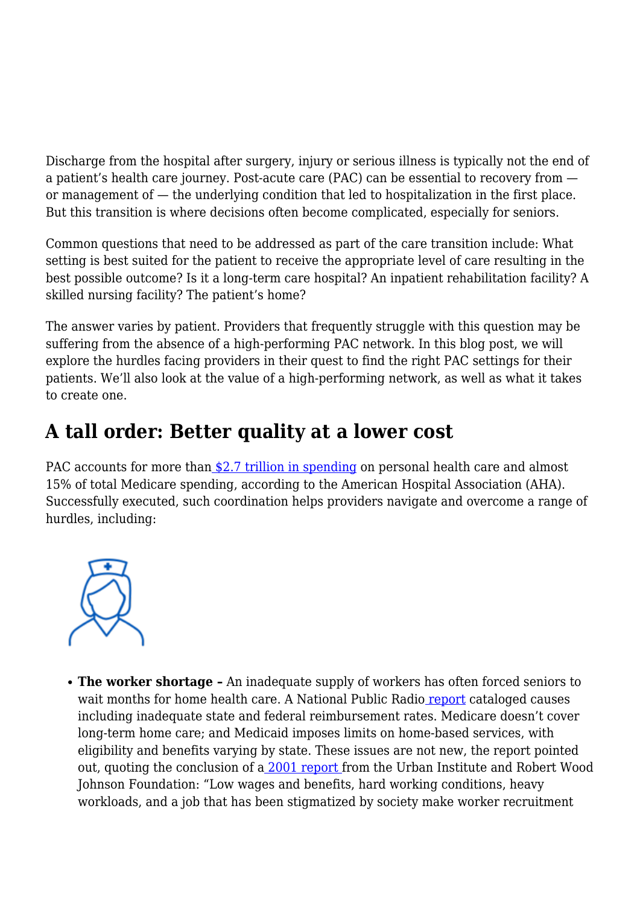Discharge from the hospital after surgery, injury or serious illness is typically not the end of a patient's health care journey. Post-acute care (PAC) can be essential to recovery from — or management of — the underlying condition that led to hospitalization in the first place. But this transition is where decisions often become complicated, especially for seniors.

Common questions that need to be addressed as part of the care transition include: What setting is best suited for the patient to receive the appropriate level of care resulting in the best possible outcome? Is it a long-term care hospital? An inpatient rehabilitation facility? A skilled nursing facility? The patient's home?

The answer varies by patient. Providers that frequently struggle with this question may be suffering from the absence of a high-performing PAC network. In this blog post, we will explore the hurdles facing providers in their quest to find the right PAC settings for their patients. We'll also look at the value of a high-performing network, as well as what it takes to create one.

## A tall order: Better quality at a lower cost

PAC accounts for more than $2.7 trillion in spending on personal health care and almost 15% of total Medicare spending, according to the American Hospital Association (AHA). Successfully executed, such coordination helps providers navigate and overcome a range of hurdles, including:

- **The worker shortage –** An inadequate supply of workers has often forced seniors to wait months for home health care. A National Public Radio report cataloged causes including inadequate state and federal reimbursement rates. Medicare doesn't cover long-term home care; and Medicaid imposes limits on home-based services, with eligibility and benefits varying by state. These issues are not new, the report pointed out, quoting the conclusion of a 2001 report from the Urban Institute and Robert Wood Johnson Foundation: "Low wages and benefits, hard working conditions, heavy workloads, and a job that has been stigmatized by society make worker recruitment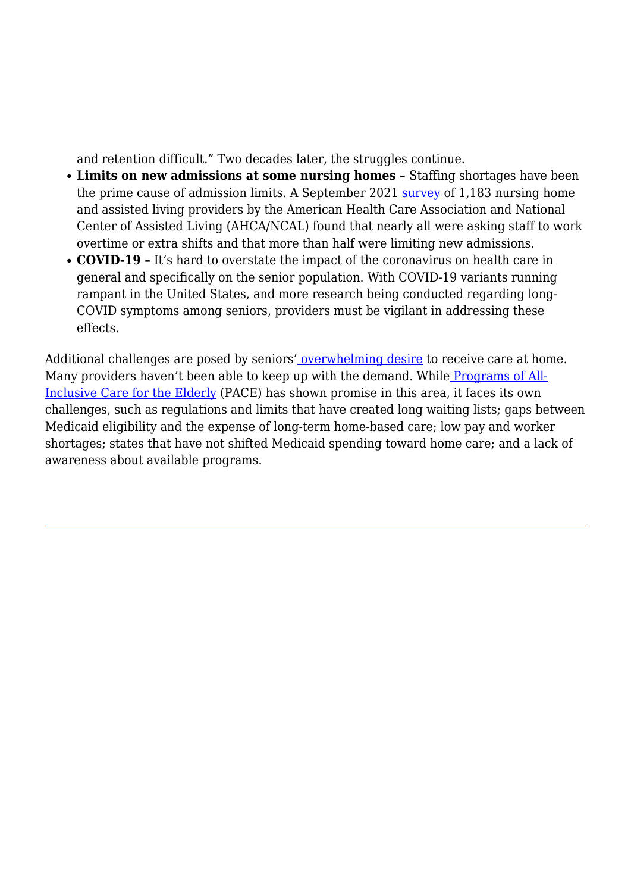and retention difficult." Two decades later, the struggles continue.

- **Limits on new admissions at some nursing homes –** Staffing shortages have been the prime cause of admission limits. A September 2021 survey of 1,183 nursing home and assisted living providers by the American Health Care Association and National Center of Assisted Living (AHCA/NCAL) found that nearly all were asking staff to work overtime or extra shifts and that more than half were limiting new admissions.
- **COVID-19 –** It's hard to overstate the impact of the coronavirus on health care in general and specifically on the senior population. With COVID-19 variants running rampant in the United States, and more research being conducted regarding long-COVID symptoms among seniors, providers must be vigilant in addressing these effects.

Additional challenges are posed by seniors' overwhelming desire to receive care at home. Many providers haven't been able to keep up with the demand. While Programs of All-Inclusive Care for the Elderly (PACE) has shown promise in this area, it faces its own challenges, such as regulations and limits that have created long waiting lists; gaps between Medicaid eligibility and the expense of long-term home-based care; low pay and worker shortages; states that have not shifted Medicaid spending toward home care; and a lack of awareness about available programs.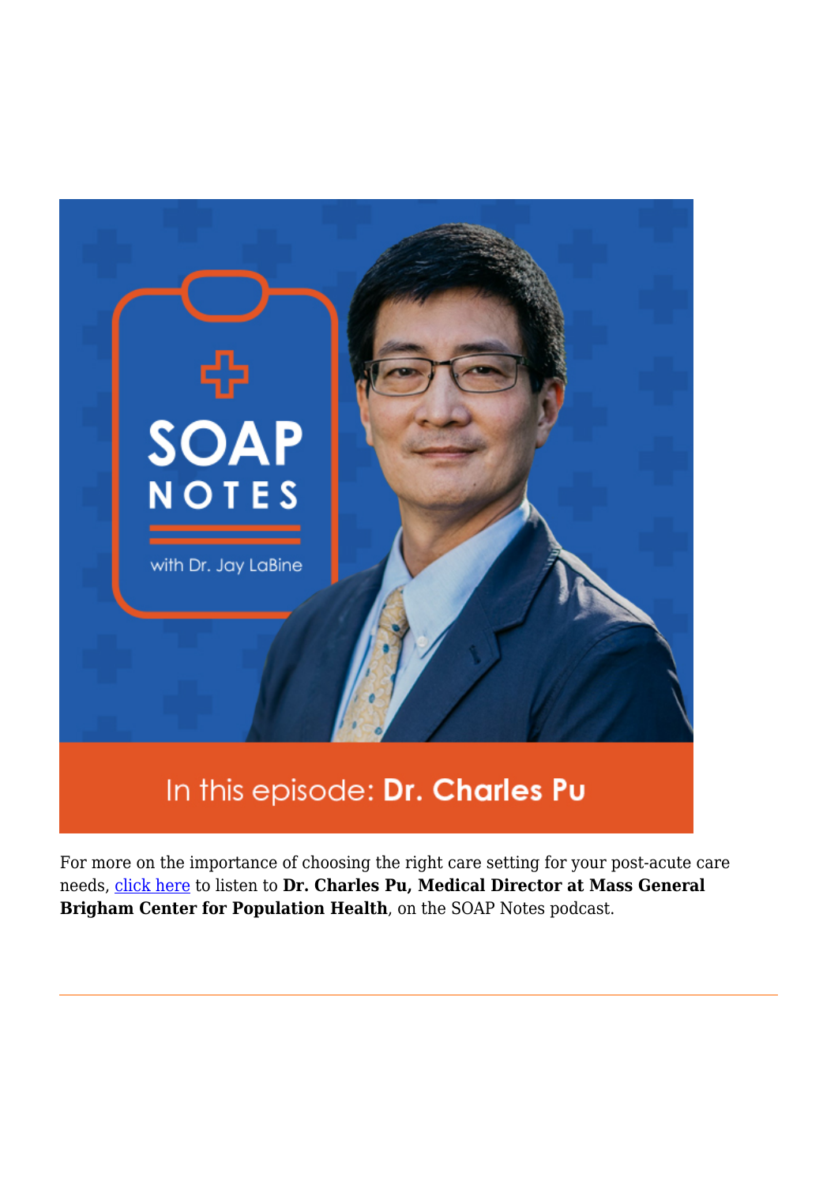For more on the importance of choosing the right care setting for your post-acute care needs, [click here](#) to listen to **Dr. Charles Pu, Medical Director at Mass General Brigham Center for Population Health**, on the SOAP Notes podcast.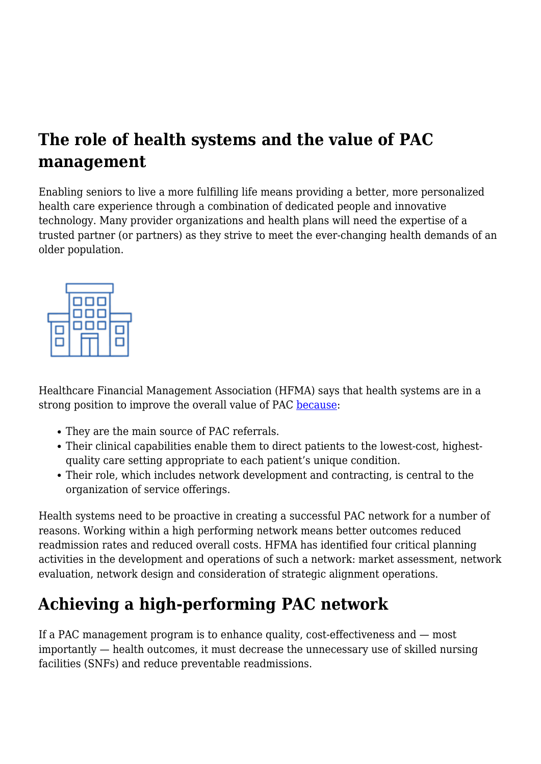## The role of health systems and the value of PAC management

Enabling seniors to live a more fulfilling life means providing a better, more personalized health care experience through a combination of dedicated people and innovative technology. Many provider organizations and health plans will need the expertise of a trusted partner (or partners) as they strive to meet the ever-changing health demands of an older population.

Healthcare Financial Management Association (HFMA) says that health systems are in a strong position to improve the overall value of PAC because:

- They are the main source of PAC referrals.
- Their clinical capabilities enable them to direct patients to the lowest-cost, highest-quality care setting appropriate to each patient's unique condition.
- Their role, which includes network development and contracting, is central to the organization of service offerings.

Health systems need to be proactive in creating a successful PAC network for a number of reasons. Working within a high performing network means better outcomes reduced readmission rates and reduced overall costs. HFMA has identified four critical planning activities in the development and operations of such a network: market assessment, network evaluation, network design and consideration of strategic alignment operations.

## Achieving a high-performing PAC network

If a PAC management program is to enhance quality, cost-effectiveness and — most importantly — health outcomes, it must decrease the unnecessary use of skilled nursing facilities (SNFs) and reduce preventable readmissions.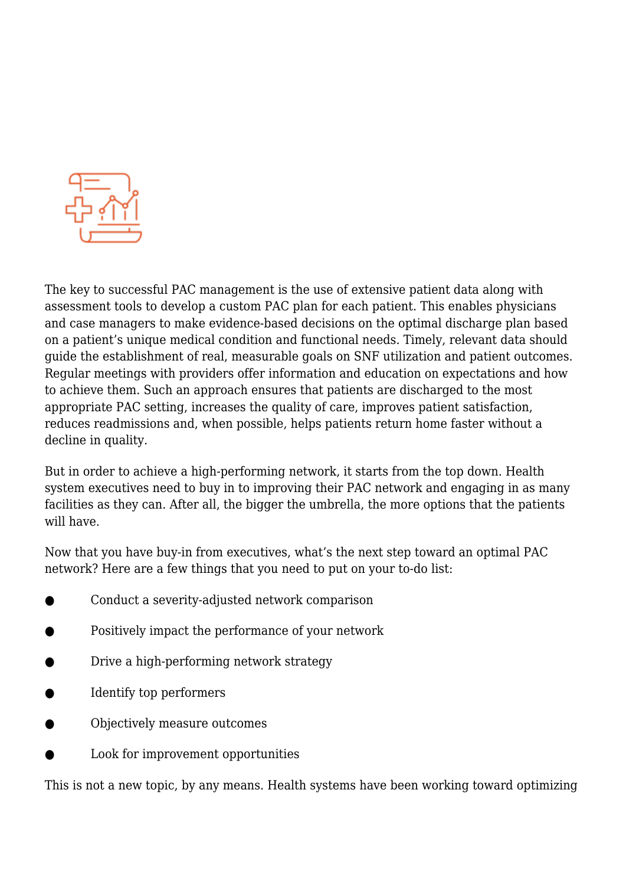The key to successful PAC management is the use of extensive patient data along with assessment tools to develop a custom PAC plan for each patient. This enables physicians and case managers to make evidence-based decisions on the optimal discharge plan based on a patient's unique medical condition and functional needs. Timely, relevant data should guide the establishment of real, measurable goals on SNF utilization and patient outcomes. Regular meetings with providers offer information and education on expectations and how to achieve them. Such an approach ensures that patients are discharged to the most appropriate PAC setting, increases the quality of care, improves patient satisfaction, reduces readmissions and, when possible, helps patients return home faster without a decline in quality.

But in order to achieve a high-performing network, it starts from the top down. Health system executives need to buy in to improving their PAC network and engaging in as many facilities as they can. After all, the bigger the umbrella, the more options that the patients will have.

Now that you have buy-in from executives, what's the next step toward an optimal PAC network? Here are a few things that you need to put on your to-do list:

- Conduct a severity-adjusted network comparison
- Positively impact the performance of your network
- Drive a high-performing network strategy
- Identify top performers
- Objectively measure outcomes
- Look for improvement opportunities

This is not a new topic, by any means. Health systems have been working toward optimizing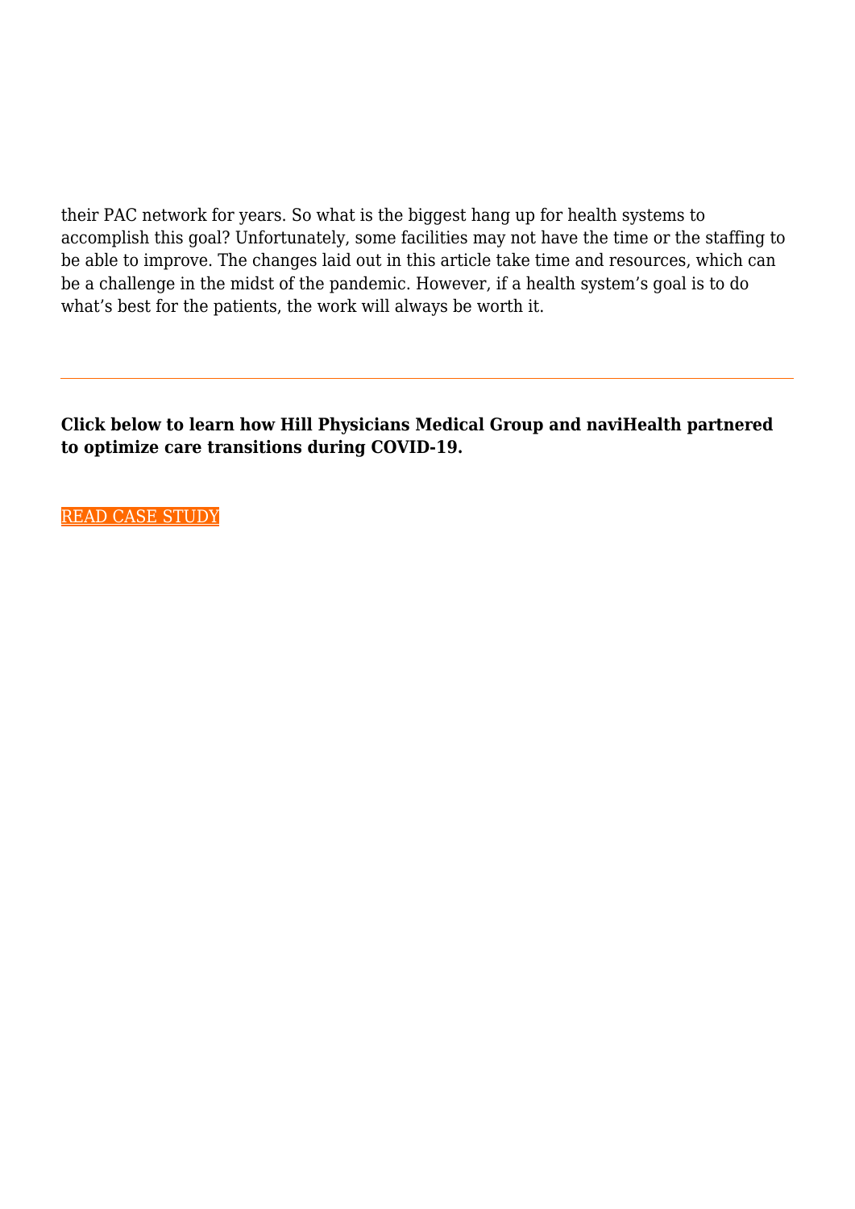their PAC network for years. So what is the biggest hang up for health systems to accomplish this goal? Unfortunately, some facilities may not have the time or the staffing to be able to improve. The changes laid out in this article take time and resources, which can be a challenge in the midst of the pandemic. However, if a health system's goal is to do what's best for the patients, the work will always be worth it.

---

**Click below to learn how Hill Physicians Medical Group and naviHealth partnered to optimize care transitions during COVID-19.**

READ CASE STUDY